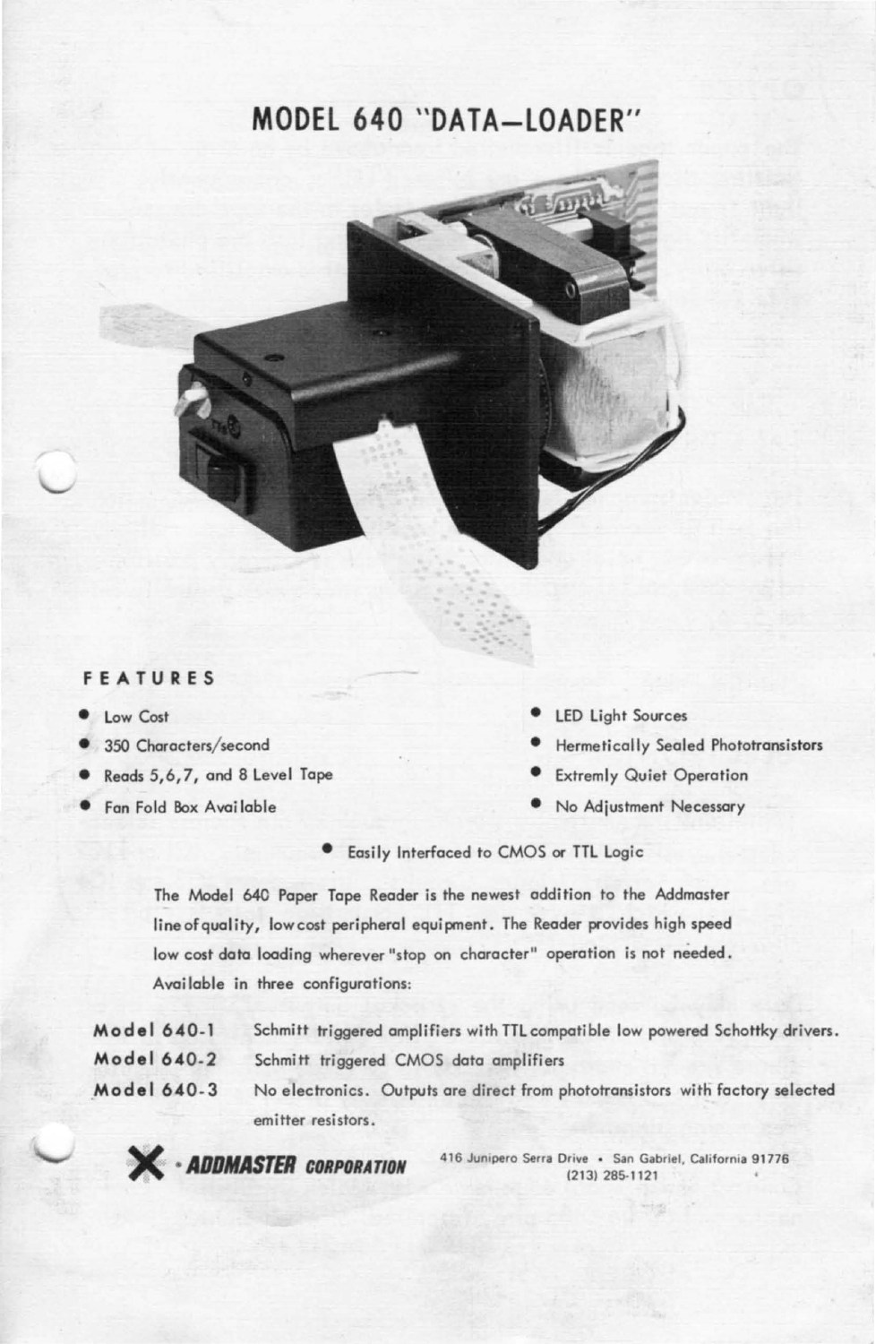# MODEL 640 "DATA–LOADER"

## FEATURES

- Low Cost
- 350 Characters/second
- Reads 5,6,7, and 8 Level Tape
- Fan Fold Box Available
- LED Light Sources
- Hermetically Sealed Phototransistors
- Extremly Quiet Operation
- No Adjustment Necessary
- Easily Interfaced to CMOS or TTL Logic

The Model 640 Paper Tape Reader is the newest addition to the Addmaster line of quality, low cost peripheral equipment. The Reader provides high speed low cost data loading wherever "stop on character" operation is not needed. Available in three configurations:

**Model 640-1** Schmitt triggered amplifiers with TTL compatible low powered Schottky drivers.

**Model 640-2** Schmitt triggered CMOS data amplifiers

**Model 640-3** No electronics. Outputs are direct from phototransistors with factory selected emitter resistors.

**ADDMASTER CORPORATION** 416 Junipero Serra Drive • San Gabriel, California 91776 (213) 285-1121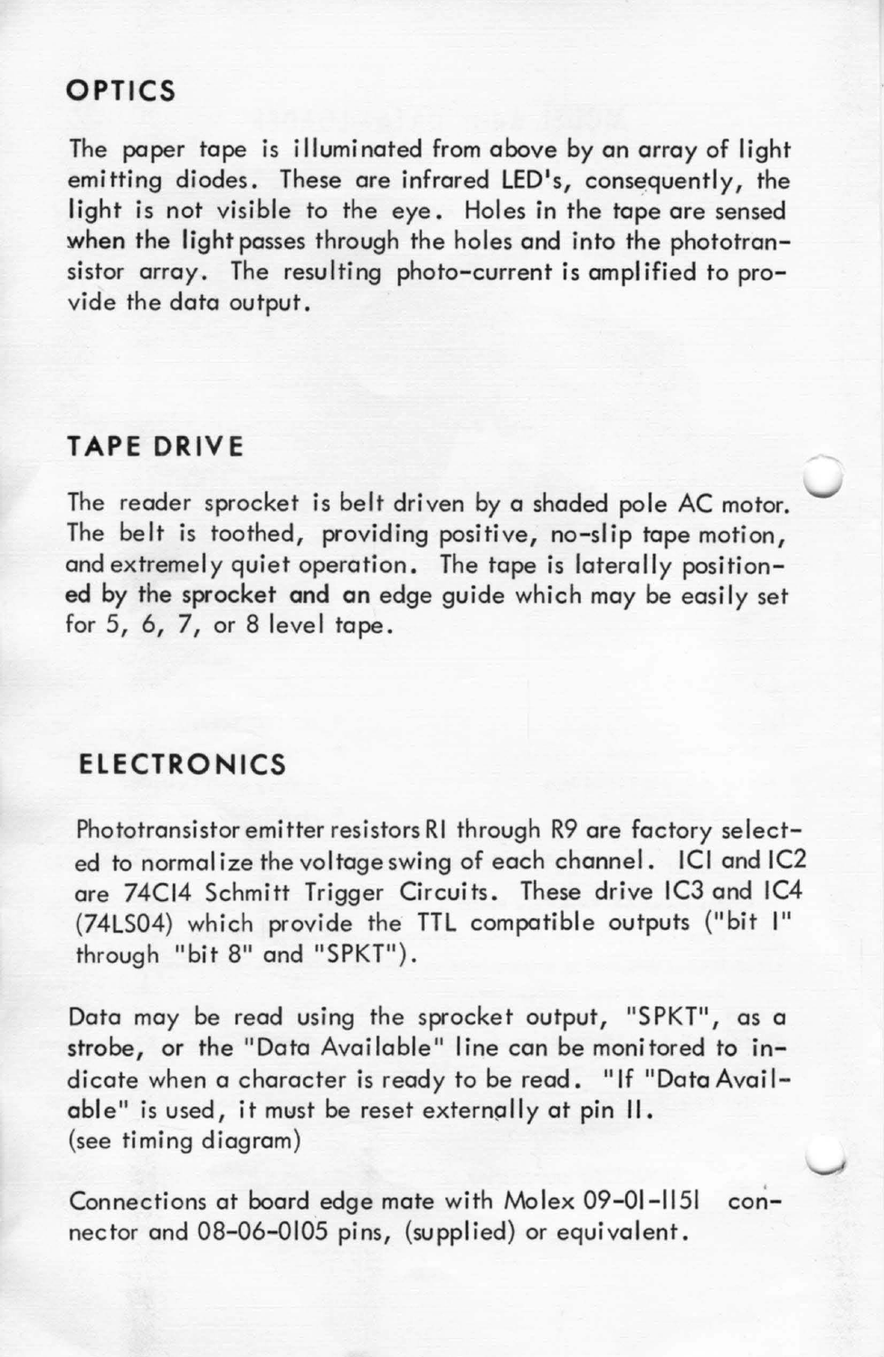## OPTICS

The paper tape is illuminated from above by an array of light emitting diodes. These are infrared LED's, consequently, the light is not visible to the eye. Holes in the tape are sensed when the light passes through the holes and into the phototransistor array. The resulting photo-current is amplified to provide the data output.

## TAPE DRIVE

The reader sprocket is belt driven by a shaded pole AC motor. The belt is toothed, providing positive, no-slip tape motion, and extremely quiet operation. The tape is laterally positioned by the sprocket and an edge guide which may be easily set for 5, 6, 7, or 8 level tape.

## ELECTRONICS

Phototransistor emitter resistors R1 through R9 are factory selected to normalize the voltage swing of each channel. IC1 and IC2 are 74C14 Schmitt Trigger Circuits. These drive IC3 and IC4 (74LS04) which provide the TTL compatible outputs ("bit 1" through "bit 8" and "SPKT").

Data may be read using the sprocket output, "SPKT", as a strobe, or the "Data Available" line can be monitored to indicate when a character is ready to be read. "If "Data Available" is used, it must be reset externally at pin 11.
(see timing diagram)

Connections at board edge mate with Molex 09-01-1151 connector and 08-06-0105 pins, (supplied) or equivalent.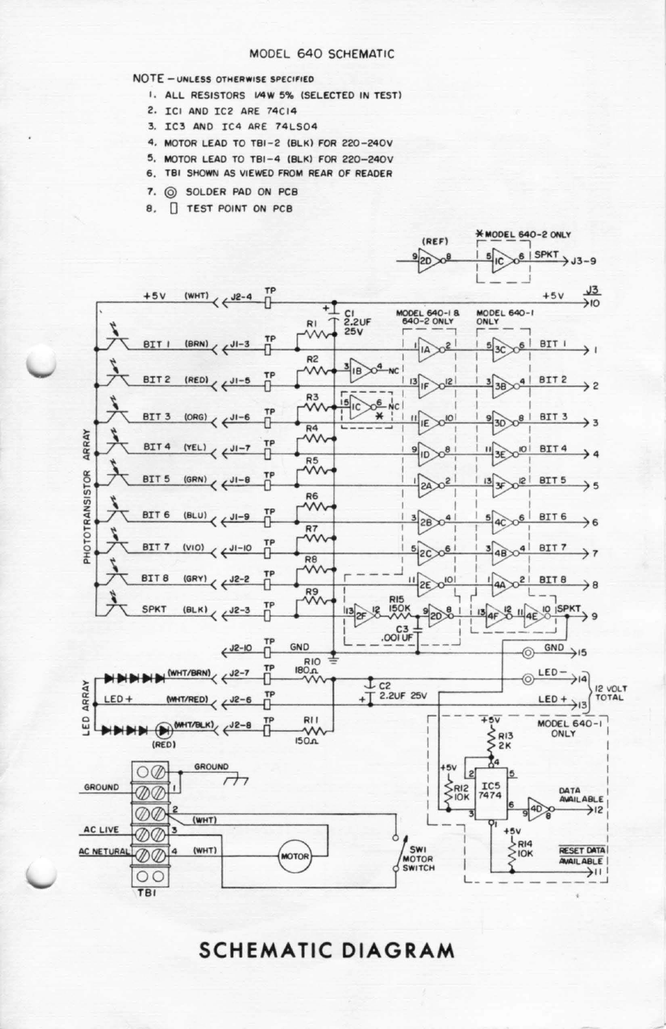# MODEL 640 SCHEMATIC

NOTE – UNLESS OTHERWISE SPECIFIED

1. ALL RESISTORS 1/4W 5% (SELECTED IN TEST)
2. IC1 AND IC2 ARE 74C14
3. IC3 AND IC4 ARE 74LS04
4. MOTOR LEAD TO TB1-2 (BLK) FOR 220-240V
5. MOTOR LEAD TO TB1-4 (BLK) FOR 220-240V
6. TB1 SHOWN AS VIEWED FROM REAR OF READER
7. ◎ SOLDER PAD ON PCB
8. ▯ TEST POINT ON PCB

# SCHEMATIC DIAGRAM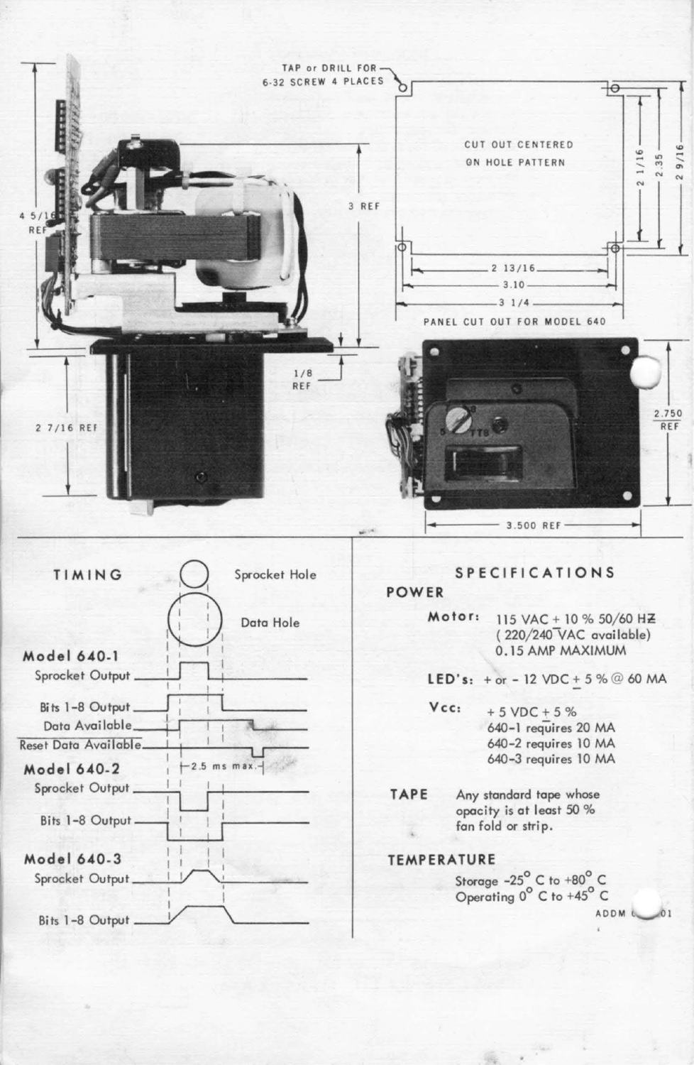TAP or DRILL FOR 6-32 SCREW 4 PLACES

CUT OUT CENTERED ON HOLE PATTERN

2 1/16

2.35

2 9/16

2 13/16

3.10

3 1/4

PANEL CUT OUT FOR MODEL 640

4 5/16 REF

3 REF

1/8 REF

2 7/16 REF

2.750 REF

3.500 REF

## TIMING

Sprocket Hole

Data Hole

**Model 640-1**

Sprocket Output

Bits 1-8 Output

Data Available

Reset Data Available

2.5 ms max.

**Model 640-2**

Sprocket Output

Bits 1-8 Output

**Model 640-3**

Sprocket Output

Bits 1-8 Output

## SPECIFICATIONS

### POWER

**Motor:** 115 VAC + 10 % 50/60 HZ
( 220/240 VAC available)
0.15 AMP MAXIMUM

**LED's:** + or - 12 VDC ± 5 % @ 60 MA

**Vcc:** + 5 VDC ± 5 %
640-1 requires 20 MA
640-2 requires 10 MA
640-3 requires 10 MA

### TAPE

Any standard tape whose opacity is at least 50 % fan fold or strip.

### TEMPERATURE

Storage -25° C to +80° C
Operating 0° C to +45° C

ADDM 6 01